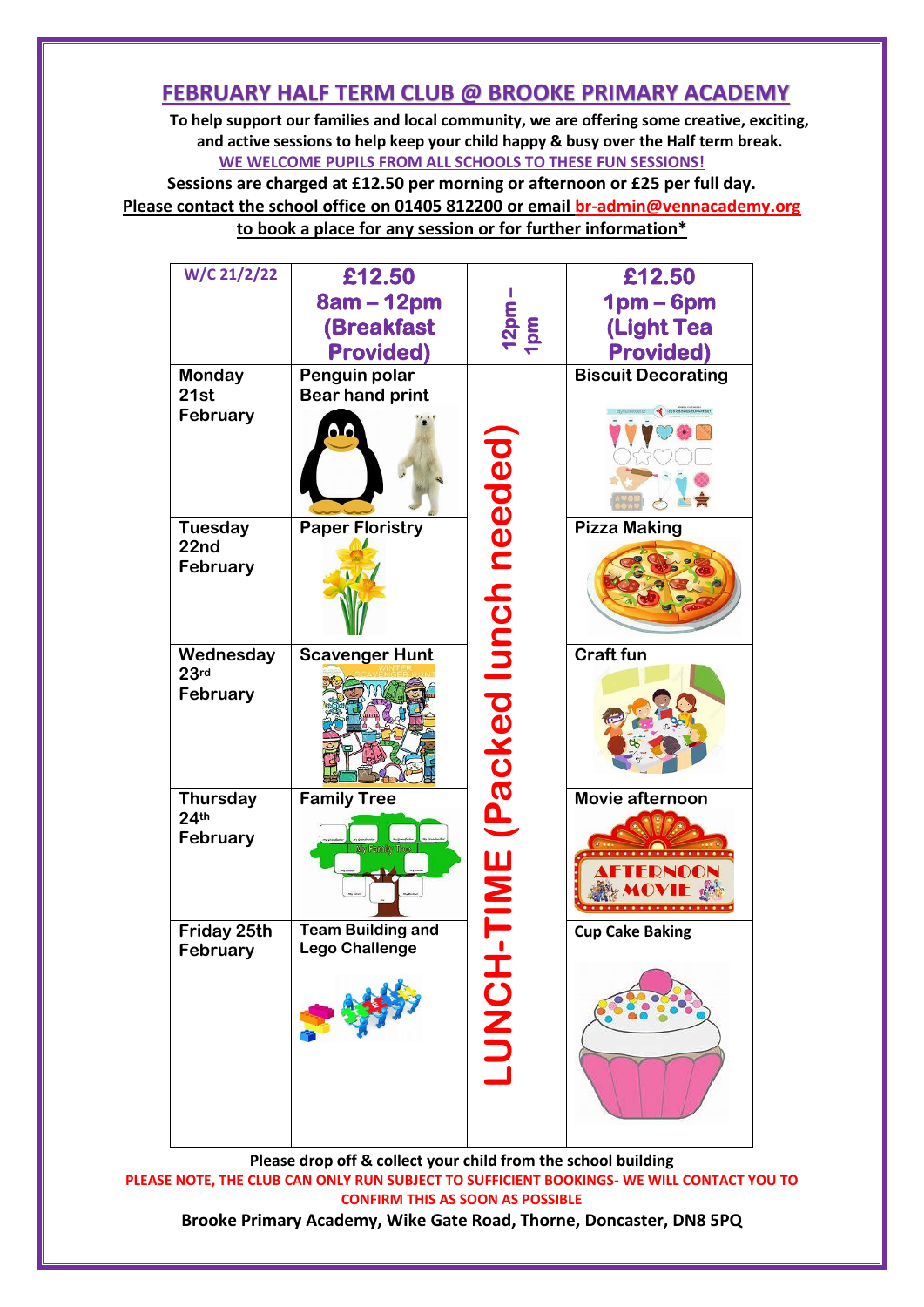# FEBRUARY HALF TERM CLUB @ BROOKE PRIMARY ACADEMY

**To help support our families and local community, we are offering some creative, exciting, and active sessions to help keep your child happy & busy over the Half term break.**

**WE WELCOME PUPILS FROM ALL SCHOOLS TO THESE FUN SESSIONS!**

**Sessions are charged at £12.50 per morning or afternoon or £25 per full day.**

**Please contact the school office on 01405 812200 or email br-admin@vennacademy.org to book a place for any session or for further information***

| W/C 21/2/22 | £12.50 8am – 12pm (Breakfast Provided) | 12pm – 1pm | £12.50 1pm – 6pm (Light Tea Provided) |
|---|---|---|---|
| Monday 21st February | Penguin polar Bear hand print | LUNCH-TIME (Packed lunch needed) | Biscuit Decorating |
| Tuesday 22nd February | Paper Floristry | | Pizza Making |
| Wednesday 23rd February | Scavenger Hunt | | Craft fun |
| Thursday 24th February | Family Tree | | Movie afternoon |
| Friday 25th February | Team Building and Lego Challenge | | Cup Cake Baking |

**Please drop off & collect your child from the school building**

**PLEASE NOTE, THE CLUB CAN ONLY RUN SUBJECT TO SUFFICIENT BOOKINGS- WE WILL CONTACT YOU TO CONFIRM THIS AS SOON AS POSSIBLE**

**Brooke Primary Academy, Wike Gate Road, Thorne, Doncaster, DN8 5PQ**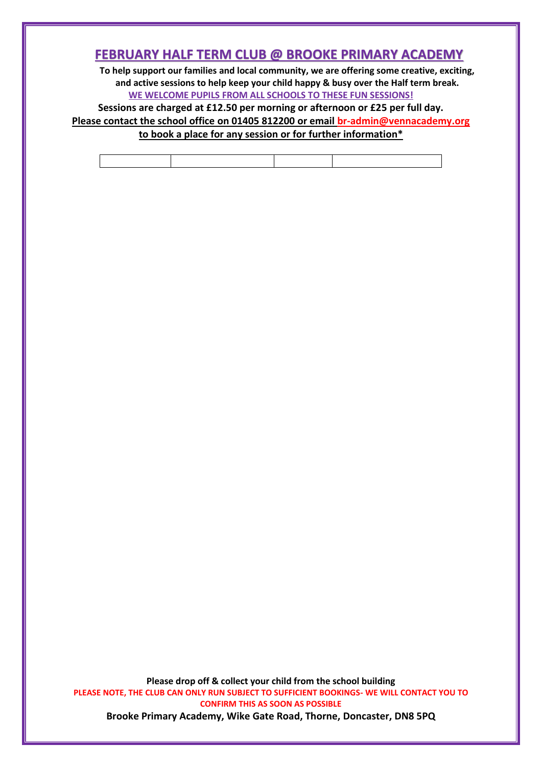# FEBRUARY HALF TERM CLUB @ BROOKE PRIMARY ACADEMY

**To help support our families and local community, we are offering some creative, exciting, and active sessions to help keep your child happy & busy over the Half term break.**

**WE WELCOME PUPILS FROM ALL SCHOOLS TO THESE FUN SESSIONS!**

**Sessions are charged at £12.50 per morning or afternoon or £25 per full day.**

**Please contact the school office on 01405 812200 or email br-admin@vennacademy.org to book a place for any session or for further information***

| | | | |
|---|---|---|---|

**Please drop off & collect your child from the school building**

**PLEASE NOTE, THE CLUB CAN ONLY RUN SUBJECT TO SUFFICIENT BOOKINGS- WE WILL CONTACT YOU TO CONFIRM THIS AS SOON AS POSSIBLE**

**Brooke Primary Academy, Wike Gate Road, Thorne, Doncaster, DN8 5PQ**